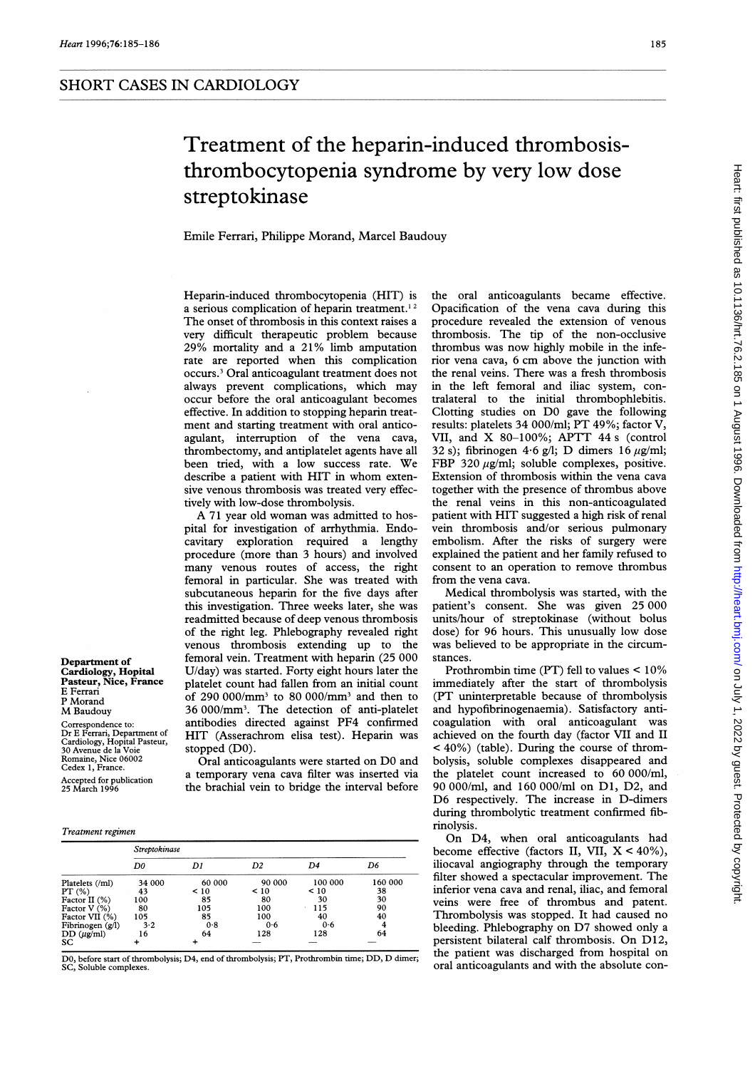## SHORT CASES IN CARDIOLOGY

# Treatment of the heparin-induced thrombosis-thrombocytopenia syndrome by very low dose streptokinase

Emile Ferrari, Philippe Morand, Marcel Baudouy

**Department of Cardiology, Hopital Pasteur, Nice, France**
E Ferrari
P Morand
M Baudouy

Correspondence to:
Dr E Ferrari, Department of Cardiology, Hopital Pasteur, 30 Avenue de la Voie Romaine, Nice 06002 Cedex 1, France.

Accepted for publication 25 March 1996

Heparin-induced thrombocytopenia (HIT) is a serious complication of heparin treatment.[1,2] The onset of thrombosis in this context raises a very difficult therapeutic problem because 29% mortality and a 21% limb amputation rate are reported when this complication occurs.[3] Oral anticoagulant treatment does not always prevent complications, which may occur before the oral anticoagulant becomes effective. In addition to stopping heparin treatment and starting treatment with oral anticoagulant, interruption of the vena cava, thrombectomy, and antiplatelet agents have all been tried, with a low success rate. We describe a patient with HIT in whom extensive venous thrombosis was treated very effectively with low-dose thrombolysis.

A 71 year old woman was admitted to hospital for investigation of arrhythmia. Endocavitary exploration required a lengthy procedure (more than 3 hours) and involved many venous routes of access, the right femoral in particular. She was treated with subcutaneous heparin for the five days after this investigation. Three weeks later, she was readmitted because of deep venous thrombosis of the right leg. Phlebography revealed right venous thrombosis extending up to the femoral vein. Treatment with heparin (25 000 U/day) was started. Forty eight hours later the platelet count had fallen from an initial count of 290 000/mm$^3$ to 80 000/mm$^3$ and then to 36 000/mm$^3$. The detection of anti-platelet antibodies directed against PF4 confirmed HIT (Asserachrom elisa test). Heparin was stopped (D0).

Oral anticoagulants were started on D0 and a temporary vena cava filter was inserted via the brachial vein to bridge the interval before the oral anticoagulants became effective. Opacification of the vena cava during this procedure revealed the extension of venous thrombosis. The tip of the non-occlusive thrombus was now highly mobile in the inferior vena cava, 6 cm above the junction with the renal veins. There was a fresh thrombosis in the left femoral and iliac system, contralateral to the initial thrombophlebitis. Clotting studies on D0 gave the following results: platelets 34 000/ml; PT 49%; factor V, VII, and X 80–100%; APTT 44 s (control 32 s); fibrinogen 4·6 g/l; D dimers 16 μg/ml; FBP 320 μg/ml; soluble complexes, positive. Extension of thrombosis within the vena cava together with the presence of thrombus above the renal veins in this non-anticoagulated patient with HIT suggested a high risk of renal vein thrombosis and/or serious pulmonary embolism. After the risks of surgery were explained the patient and her family refused to consent to an operation to remove thrombus from the vena cava.

Medical thrombolysis was started, with the patient's consent. She was given 25 000 units/hour of streptokinase (without bolus dose) for 96 hours. This unusually low dose was believed to be appropriate in the circumstances.

Prothrombin time (PT) fell to values < 10% immediately after the start of thrombolysis (PT uninterpretable because of thrombolysis and hypofibrinogenaemia). Satisfactory anticoagulation with oral anticoagulant was achieved on the fourth day (factor VII and II < 40%) (table). During the course of thrombolysis, soluble complexes disappeared and the platelet count increased to 60 000/ml, 90 000/ml, and 160 000/ml on D1, D2, and D6 respectively. The increase in D-dimers during thrombolytic treatment confirmed fibrinolysis.

On D4, when oral anticoagulants had become effective (factors II, VII, X < 40%), iliocaval angiography through the temporary filter showed a spectacular improvement. The inferior vena cava and renal, iliac, and femoral veins were free of thrombus and patent. Thrombolysis was stopped. It had caused no bleeding. Phlebography on D7 showed only a persistent bilateral calf thrombosis. On D12, the patient was discharged from hospital on oral anticoagulants and with the absolute con-

*Treatment regimen*

| | Streptokinase | | | | |
|---|---|---|---|---|---|
| | D0 | D1 | D2 | D4 | D6 |
| Platelets (/ml) | 34 000 | 60 000 | 90 000 | 100 000 | 160 000 |
| PT (%) | 43 | < 10 | < 10 | < 10 | 38 |
| Factor II (%) | 100 | 85 | 80 | 30 | 30 |
| Factor V (%) | 80 | 105 | 100 | 115 | 90 |
| Factor VII (%) | 105 | 85 | 100 | 40 | 40 |
| Fibrinogen (g/l) | 3·2 | 0·8 | 0·6 | 0·6 | 4 |
| DD (μg/ml) | 16 | 64 | 128 | 128 | 64 |
| SC | + | + | — | — | — |

D0, before start of thrombolysis; D4, end of thrombolysis; PT, Prothrombin time; DD, D dimer; SC, Soluble complexes.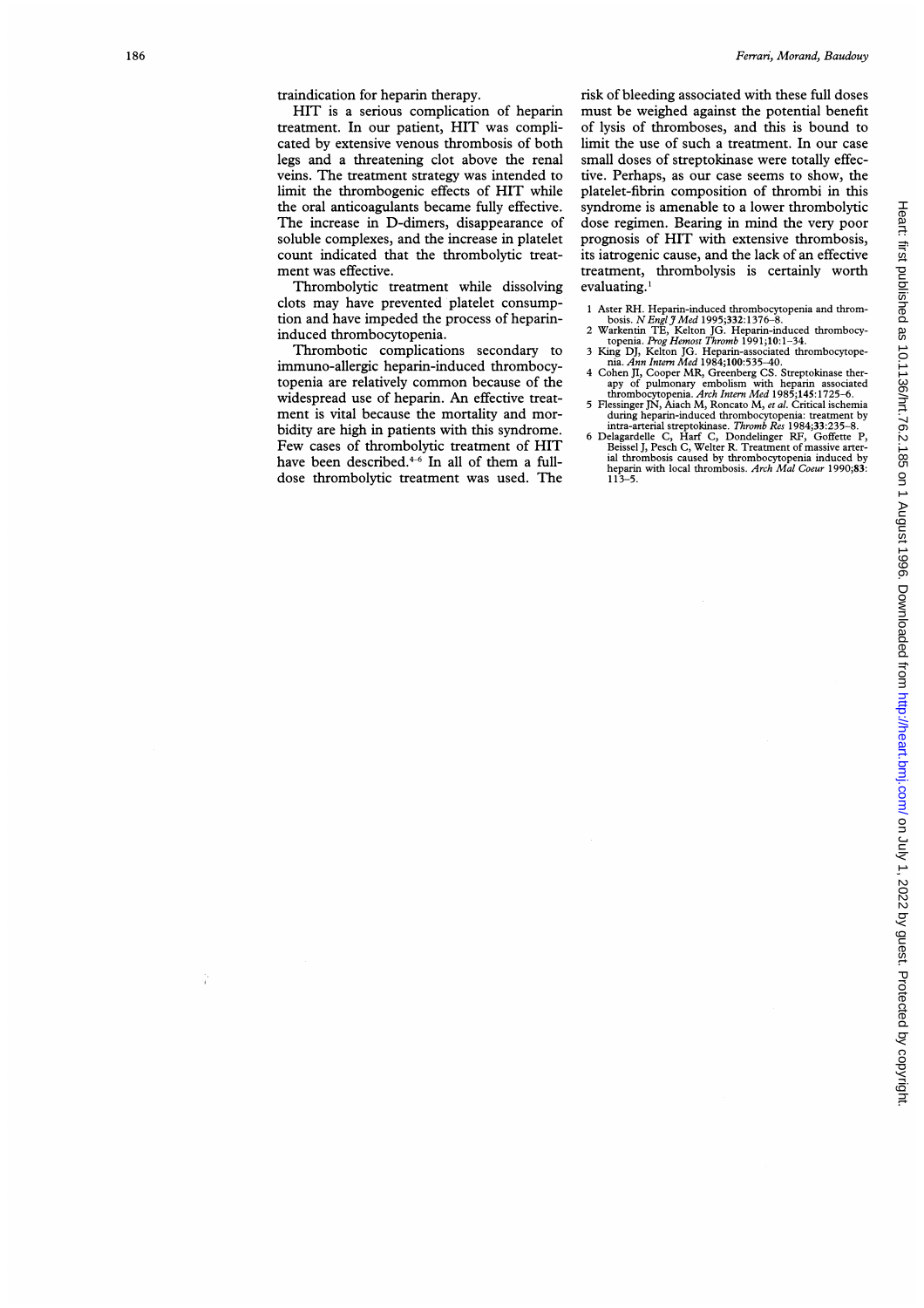traindication for heparin therapy.

HIT is a serious complication of heparin treatment. In our patient, HIT was complicated by extensive venous thrombosis of both legs and a threatening clot above the renal veins. The treatment strategy was intended to limit the thrombogenic effects of HIT while the oral anticoagulants became fully effective. The increase in D-dimers, disappearance of soluble complexes, and the increase in platelet count indicated that the thrombolytic treatment was effective.

Thrombolytic treatment while dissolving clots may have prevented platelet consumption and have impeded the process of heparin-induced thrombocytopenia.

Thrombotic complications secondary to immuno-allergic heparin-induced thrombocytopenia are relatively common because of the widespread use of heparin. An effective treatment is vital because the mortality and morbidity are high in patients with this syndrome. Few cases of thrombolytic treatment of HIT have been described.[4-6] In all of them a full-dose thrombolytic treatment was used. The risk of bleeding associated with these full doses must be weighed against the potential benefit of lysis of thromboses, and this is bound to limit the use of such a treatment. In our case small doses of streptokinase were totally effective. Perhaps, as our case seems to show, the platelet-fibrin composition of thrombi in this syndrome is amenable to a lower thrombolytic dose regimen. Bearing in mind the very poor prognosis of HIT with extensive thrombosis, its iatrogenic cause, and the lack of an effective treatment, thrombolysis is certainly worth evaluating.[1]

1 Aster RH. Heparin-induced thrombocytopenia and thrombosis. *N Engl J Med* 1995;**332**:1376–8.
2 Warkentin TE, Kelton JG. Heparin-induced thrombocytopenia. *Prog Hemost Thromb* 1991;**10**:1–34.
3 King DJ, Kelton JG. Heparin-associated thrombocytopenia. *Ann Intern Med* 1984;**100**:535–40.
4 Cohen JI, Cooper MR, Greenberg CS. Streptokinase therapy of pulmonary embolism with heparin associated thrombocytopenia. *Arch Intern Med* 1985;**145**:1725–6.
5 Flessinger JN, Aiach M, Roncato M, *et al*. Critical ischemia during heparin-induced thrombocytopenia: treatment by intra-arterial streptokinase. *Thromb Res* 1984;**33**:235–8.
6 Delagardelle C, Harf C, Dondelinger RF, Goffette P, Beissel J, Pesch C, Welter R. Treatment of massive arterial thrombosis caused by thrombocytopenia induced by heparin with local thrombosis. *Arch Mal Coeur* 1990;**83**: 113–5.